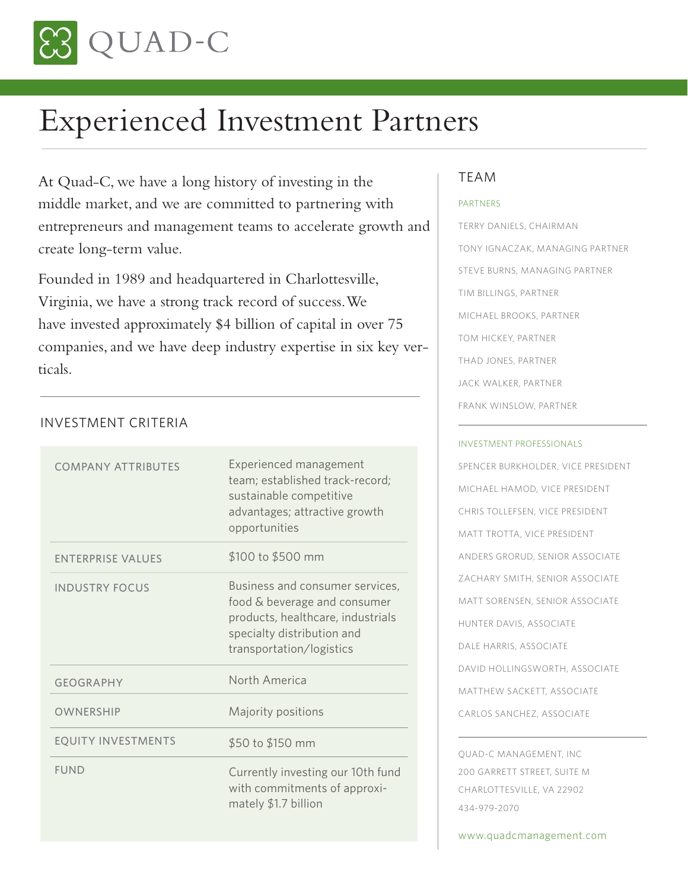QUAD-C

# Experienced Investment Partners

At Quad-C, we have a long history of investing in the middle market, and we are committed to partnering with entrepreneurs and management teams to accelerate growth and create long-term value.

Founded in 1989 and headquartered in Charlottesville, Virginia, we have a strong track record of success. We have invested approximately $4 billion of capital in over 75 companies, and we have deep industry expertise in six key verticals.

## INVESTMENT CRITERIA

| | |
|---|---|
| COMPANY ATTRIBUTES | Experienced management team; established track-record; sustainable competitive advantages; attractive growth opportunities |
| ENTERPRISE VALUES | $100 to $500 mm |
| INDUSTRY FOCUS | Business and consumer services, food & beverage and consumer products, healthcare, industrials specialty distribution and transportation/logistics |
| GEOGRAPHY | North America |
| OWNERSHIP | Majority positions |
| EQUITY INVESTMENTS | $50 to $150 mm |
| FUND | Currently investing our 10th fund with commitments of approximately $1.7 billion |

## TEAM

### PARTNERS

TERRY DANIELS, CHAIRMAN

TONY IGNACZAK, MANAGING PARTNER

STEVE BURNS, MANAGING PARTNER

TIM BILLINGS, PARTNER

MICHAEL BROOKS, PARTNER

TOM HICKEY, PARTNER

THAD JONES, PARTNER

JACK WALKER, PARTNER

FRANK WINSLOW, PARTNER

### INVESTMENT PROFESSIONALS

SPENCER BURKHOLDER, VICE PRESIDENT

MICHAEL HAMOD, VICE PRESIDENT

CHRIS TOLLEFSEN, VICE PRESIDENT

MATT TROTTA, VICE PRESIDENT

ANDERS GRORUD, SENIOR ASSOCIATE

ZACHARY SMITH, SENIOR ASSOCIATE

MATT SORENSEN, SENIOR ASSOCIATE

HUNTER DAVIS, ASSOCIATE

DALE HARRIS, ASSOCIATE

DAVID HOLLINGSWORTH, ASSOCIATE

MATTHEW SACKETT, ASSOCIATE

CARLOS SANCHEZ, ASSOCIATE

QUAD-C MANAGEMENT, INC
200 GARRETT STREET, SUITE M
CHARLOTTESVILLE, VA 22902
434-979-2070

www.quadcmanagement.com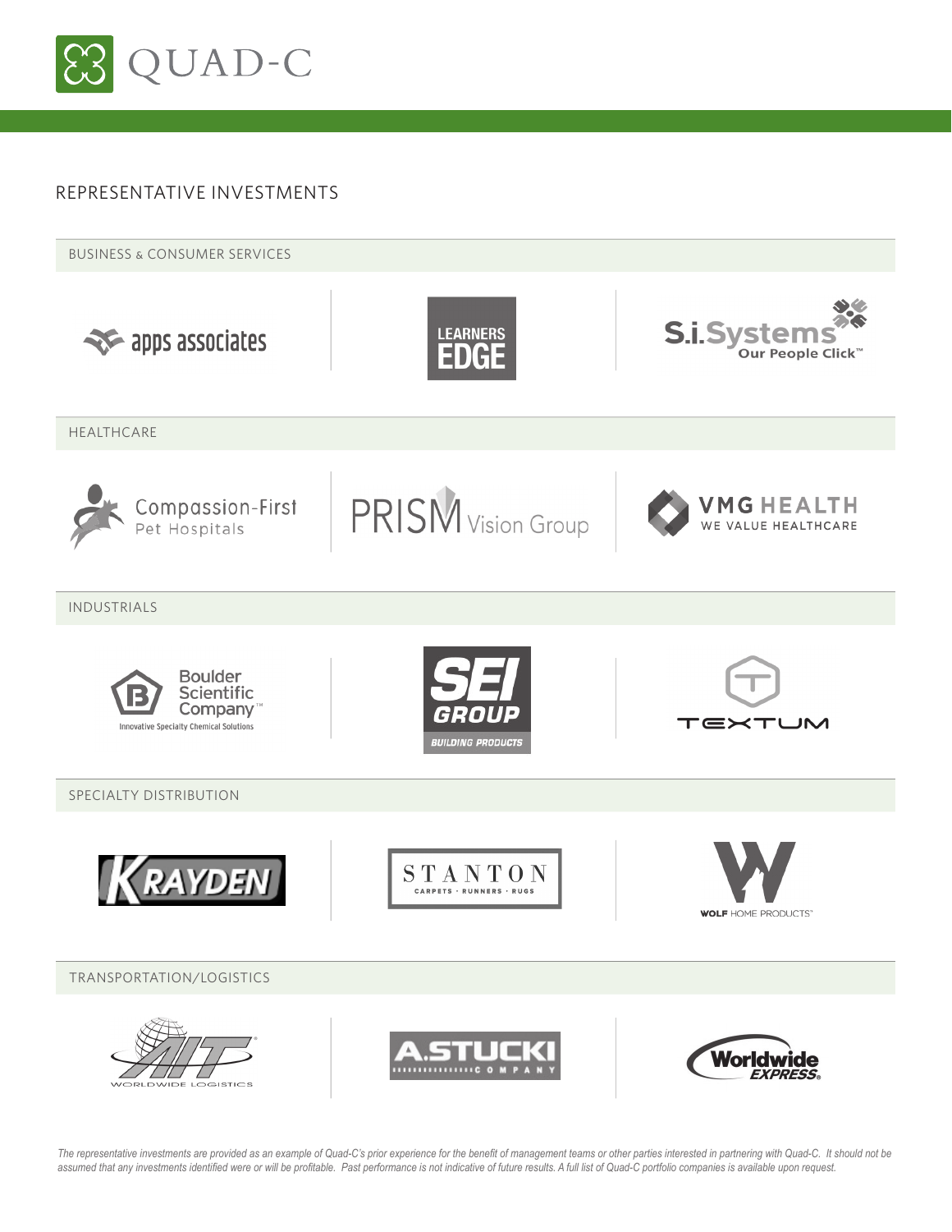# REPRESENTATIVE INVESTMENTS

## BUSINESS & CONSUMER SERVICES

apps associates

LEARNERS EDGE

S.i.Systems Our People Click™

## HEALTHCARE

Compassion-First Pet Hospitals

PRISM Vision Group

VMG HEALTH WE VALUE HEALTHCARE

## INDUSTRIALS

Boulder Scientific Company™ Innovative Specialty Chemical Solutions

SEI GROUP BUILDING PRODUCTS

TEXTUM

## SPECIALTY DISTRIBUTION

KRAYDEN

STANTON CARPETS · RUNNERS · RUGS

WOLF HOME PRODUCTS™

## TRANSPORTATION/LOGISTICS

AIT WORLDWIDE LOGISTICS

A.STUCKI COMPANY

Worldwide EXPRESS

*The representative investments are provided as an example of Quad-C's prior experience for the benefit of management teams or other parties interested in partnering with Quad-C. It should not be assumed that any investments identified were or will be profitable. Past performance is not indicative of future results. A full list of Quad-C portfolio companies is available upon request.*